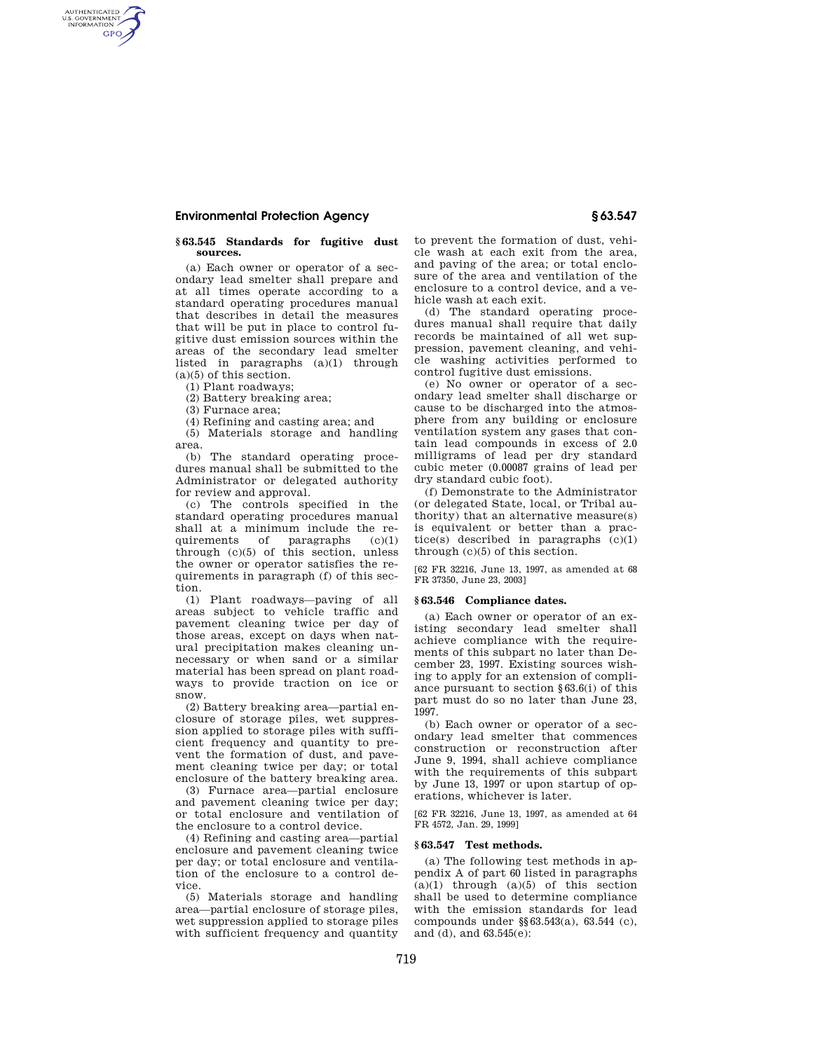### § 63.545 Standards for fugitive dust sources.

(a) Each owner or operator of a secondary lead smelter shall prepare and at all times operate according to a standard operating procedures manual that describes in detail the measures that will be put in place to control fugitive dust emission sources within the areas of the secondary lead smelter listed in paragraphs (a)(1) through (a)(5) of this section.

(1) Plant roadways;

(2) Battery breaking area;

(3) Furnace area;

(4) Refining and casting area; and

(5) Materials storage and handling area.

(b) The standard operating procedures manual shall be submitted to the Administrator or delegated authority for review and approval.

(c) The controls specified in the standard operating procedures manual shall at a minimum include the requirements of paragraphs (c)(1) through (c)(5) of this section, unless the owner or operator satisfies the requirements in paragraph (f) of this section.

(1) Plant roadways—paving of all areas subject to vehicle traffic and pavement cleaning twice per day of those areas, except on days when natural precipitation makes cleaning unnecessary or when sand or a similar material has been spread on plant roadways to provide traction on ice or snow.

(2) Battery breaking area—partial enclosure of storage piles, wet suppression applied to storage piles with sufficient frequency and quantity to prevent the formation of dust, and pavement cleaning twice per day; or total enclosure of the battery breaking area.

(3) Furnace area—partial enclosure and pavement cleaning twice per day; or total enclosure and ventilation of the enclosure to a control device.

(4) Refining and casting area—partial enclosure and pavement cleaning twice per day; or total enclosure and ventilation of the enclosure to a control device.

(5) Materials storage and handling area—partial enclosure of storage piles, wet suppression applied to storage piles with sufficient frequency and quantity to prevent the formation of dust, vehicle wash at each exit from the area, and paving of the area; or total enclosure of the area and ventilation of the enclosure to a control device, and a vehicle wash at each exit.

(d) The standard operating procedures manual shall require that daily records be maintained of all wet suppression, pavement cleaning, and vehicle washing activities performed to control fugitive dust emissions.

(e) No owner or operator of a secondary lead smelter shall discharge or cause to be discharged into the atmosphere from any building or enclosure ventilation system any gases that contain lead compounds in excess of 2.0 milligrams of lead per dry standard cubic meter (0.00087 grains of lead per dry standard cubic foot).

(f) Demonstrate to the Administrator (or delegated State, local, or Tribal authority) that an alternative measure(s) is equivalent or better than a practice(s) described in paragraphs (c)(1) through (c)(5) of this section.

[62 FR 32216, June 13, 1997, as amended at 68 FR 37350, June 23, 2003]

### § 63.546 Compliance dates.

(a) Each owner or operator of an existing secondary lead smelter shall achieve compliance with the requirements of this subpart no later than December 23, 1997. Existing sources wishing to apply for an extension of compliance pursuant to section § 63.6(i) of this part must do so no later than June 23, 1997.

(b) Each owner or operator of a secondary lead smelter that commences construction or reconstruction after June 9, 1994, shall achieve compliance with the requirements of this subpart by June 13, 1997 or upon startup of operations, whichever is later.

[62 FR 32216, June 13, 1997, as amended at 64 FR 4572, Jan. 29, 1999]

### § 63.547 Test methods.

(a) The following test methods in appendix A of part 60 listed in paragraphs (a)(1) through (a)(5) of this section shall be used to determine compliance with the emission standards for lead compounds under §§ 63.543(a), 63.544 (c), and (d), and 63.545(e):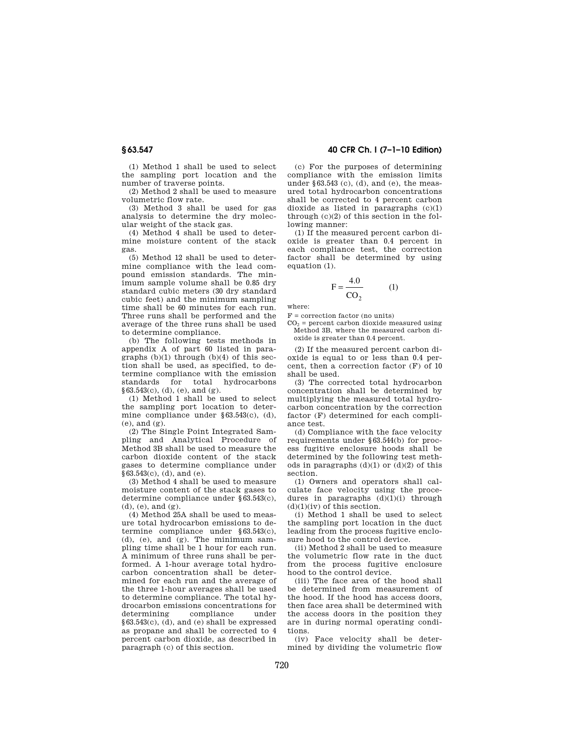(1) Method 1 shall be used to select the sampling port location and the number of traverse points.

(2) Method 2 shall be used to measure volumetric flow rate.

(3) Method 3 shall be used for gas analysis to determine the dry molecular weight of the stack gas.

(4) Method 4 shall be used to determine moisture content of the stack gas.

(5) Method 12 shall be used to determine compliance with the lead compound emission standards. The minimum sample volume shall be 0.85 dry standard cubic meters (30 dry standard cubic feet) and the minimum sampling time shall be 60 minutes for each run. Three runs shall be performed and the average of the three runs shall be used to determine compliance.

(b) The following tests methods in appendix A of part 60 listed in paragraphs (b)(1) through (b)(4) of this section shall be used, as specified, to determine compliance with the emission standards for total hydrocarbons §63.543(c), (d), (e), and (g).

(1) Method 1 shall be used to select the sampling port location to determine compliance under §63.543(c), (d), (e), and (g).

(2) The Single Point Integrated Sampling and Analytical Procedure of Method 3B shall be used to measure the carbon dioxide content of the stack gases to determine compliance under §63.543(c), (d), and (e).

(3) Method 4 shall be used to measure moisture content of the stack gases to determine compliance under §63.543(c), (d), (e), and (g).

(4) Method 25A shall be used to measure total hydrocarbon emissions to determine compliance under §63.543(c), (d), (e), and (g). The minimum sampling time shall be 1 hour for each run. A minimum of three runs shall be performed. A 1-hour average total hydrocarbon concentration shall be determined for each run and the average of the three 1-hour averages shall be used to determine compliance. The total hydrocarbon emissions concentrations for determining compliance under §63.543(c), (d), and (e) shall be expressed as propane and shall be corrected to 4 percent carbon dioxide, as described in paragraph (c) of this section.

(c) For the purposes of determining compliance with the emission limits under §63.543 (c), (d), and (e), the measured total hydrocarbon concentrations shall be corrected to 4 percent carbon dioxide as listed in paragraphs (c)(1) through (c)(2) of this section in the following manner:

(1) If the measured percent carbon dioxide is greater than 0.4 percent in each compliance test, the correction factor shall be determined by using equation (1).

$$F = \frac{4.0}{CO_2} \qquad (1)$$

where:

F = correction factor (no units)

$CO_2$ = percent carbon dioxide measured using Method 3B, where the measured carbon dioxide is greater than 0.4 percent.

(2) If the measured percent carbon dioxide is equal to or less than 0.4 percent, then a correction factor (F) of 10 shall be used.

(3) The corrected total hydrocarbon concentration shall be determined by multiplying the measured total hydrocarbon concentration by the correction factor (F) determined for each compliance test.

(d) Compliance with the face velocity requirements under §63.544(b) for process fugitive enclosure hoods shall be determined by the following test methods in paragraphs (d)(1) or (d)(2) of this section.

(1) Owners and operators shall calculate face velocity using the procedures in paragraphs (d)(1)(i) through (d)(1)(iv) of this section.

(i) Method 1 shall be used to select the sampling port location in the duct leading from the process fugitive enclosure hood to the control device.

(ii) Method 2 shall be used to measure the volumetric flow rate in the duct from the process fugitive enclosure hood to the control device.

(iii) The face area of the hood shall be determined from measurement of the hood. If the hood has access doors, then face area shall be determined with the access doors in the position they are in during normal operating conditions.

(iv) Face velocity shall be determined by dividing the volumetric flow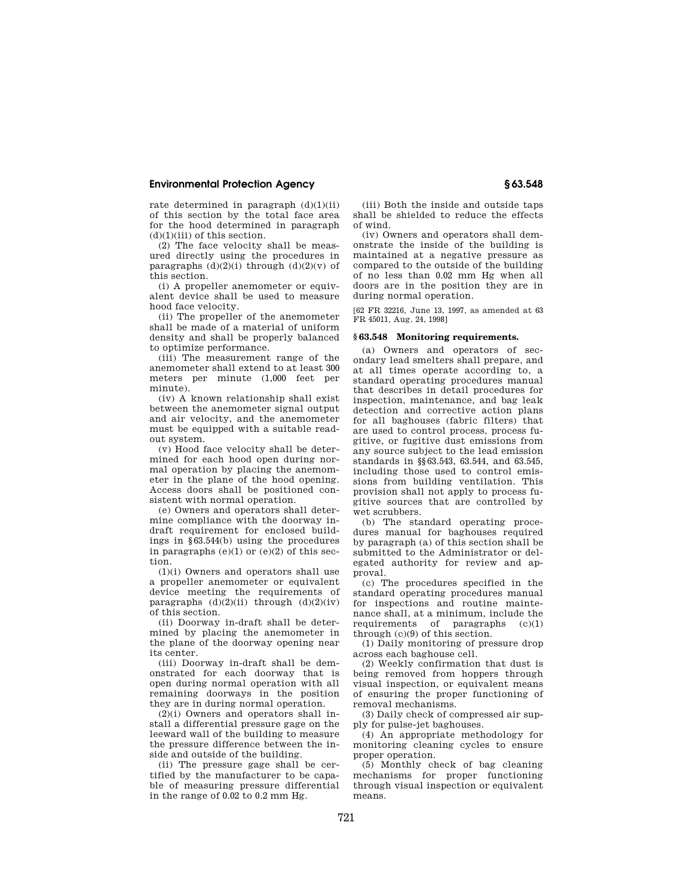rate determined in paragraph (d)(1)(ii) of this section by the total face area for the hood determined in paragraph (d)(1)(iii) of this section.

(2) The face velocity shall be measured directly using the procedures in paragraphs (d)(2)(i) through (d)(2)(v) of this section.

(i) A propeller anemometer or equivalent device shall be used to measure hood face velocity.

(ii) The propeller of the anemometer shall be made of a material of uniform density and shall be properly balanced to optimize performance.

(iii) The measurement range of the anemometer shall extend to at least 300 meters per minute (1,000 feet per minute).

(iv) A known relationship shall exist between the anemometer signal output and air velocity, and the anemometer must be equipped with a suitable readout system.

(v) Hood face velocity shall be determined for each hood open during normal operation by placing the anemometer in the plane of the hood opening. Access doors shall be positioned consistent with normal operation.

(e) Owners and operators shall determine compliance with the doorway in-draft requirement for enclosed buildings in §63.544(b) using the procedures in paragraphs (e)(1) or (e)(2) of this section.

(1)(i) Owners and operators shall use a propeller anemometer or equivalent device meeting the requirements of paragraphs (d)(2)(ii) through (d)(2)(iv) of this section.

(ii) Doorway in-draft shall be determined by placing the anemometer in the plane of the doorway opening near its center.

(iii) Doorway in-draft shall be demonstrated for each doorway that is open during normal operation with all remaining doorways in the position they are in during normal operation.

(2)(i) Owners and operators shall install a differential pressure gage on the leeward wall of the building to measure the pressure difference between the inside and outside of the building.

(ii) The pressure gage shall be certified by the manufacturer to be capable of measuring pressure differential in the range of 0.02 to 0.2 mm Hg.

(iii) Both the inside and outside taps shall be shielded to reduce the effects of wind.

(iv) Owners and operators shall demonstrate the inside of the building is maintained at a negative pressure as compared to the outside of the building of no less than 0.02 mm Hg when all doors are in the position they are in during normal operation.

[62 FR 32216, June 13, 1997, as amended at 63 FR 45011, Aug. 24, 1998]

## §63.548 Monitoring requirements.

(a) Owners and operators of secondary lead smelters shall prepare, and at all times operate according to, a standard operating procedures manual that describes in detail procedures for inspection, maintenance, and bag leak detection and corrective action plans for all baghouses (fabric filters) that are used to control process, process fugitive, or fugitive dust emissions from any source subject to the lead emission standards in §§63.543, 63.544, and 63.545, including those used to control emissions from building ventilation. This provision shall not apply to process fugitive sources that are controlled by wet scrubbers.

(b) The standard operating procedures manual for baghouses required by paragraph (a) of this section shall be submitted to the Administrator or delegated authority for review and approval.

(c) The procedures specified in the standard operating procedures manual for inspections and routine maintenance shall, at a minimum, include the requirements of paragraphs (c)(1) through (c)(9) of this section.

(1) Daily monitoring of pressure drop across each baghouse cell.

(2) Weekly confirmation that dust is being removed from hoppers through visual inspection, or equivalent means of ensuring the proper functioning of removal mechanisms.

(3) Daily check of compressed air supply for pulse-jet baghouses.

(4) An appropriate methodology for monitoring cleaning cycles to ensure proper operation.

(5) Monthly check of bag cleaning mechanisms for proper functioning through visual inspection or equivalent means.